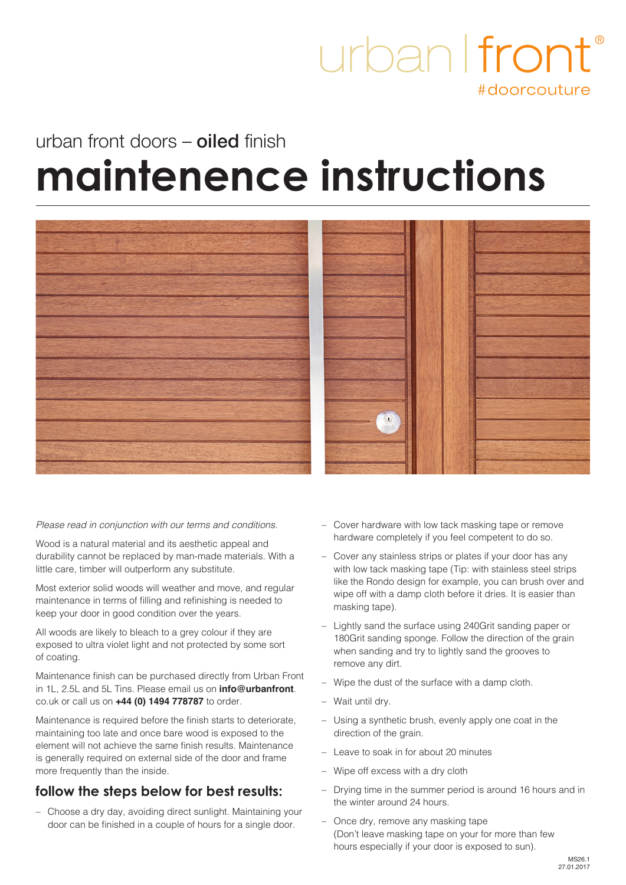urban | front®
#doorcouture

urban front doors – **oiled** finish

# maintenence instructions

*Please read in conjunction with our terms and conditions.*

Wood is a natural material and its aesthetic appeal and durability cannot be replaced by man-made materials. With a little care, timber will outperform any substitute.

Most exterior solid woods will weather and move, and regular maintenance in terms of filling and refinishing is needed to keep your door in good condition over the years.

All woods are likely to bleach to a grey colour if they are exposed to ultra violet light and not protected by some sort of coating.

Maintenance finish can be purchased directly from Urban Front in 1L, 2.5L and 5L Tins. Please email us on **info@urbanfront**.co.uk or call us on **+44 (0) 1494 778787** to order.

Maintenance is required before the finish starts to deteriorate, maintaining too late and once bare wood is exposed to the element will not achieve the same finish results. Maintenance is generally required on external side of the door and frame more frequently than the inside.

## follow the steps below for best results:

- Choose a dry day, avoiding direct sunlight. Maintaining your door can be finished in a couple of hours for a single door.
- Cover hardware with low tack masking tape or remove hardware completely if you feel competent to do so.
- Cover any stainless strips or plates if your door has any with low tack masking tape (Tip: with stainless steel strips like the Rondo design for example, you can brush over and wipe off with a damp cloth before it dries. It is easier than masking tape).
- Lightly sand the surface using 240Grit sanding paper or 180Grit sanding sponge. Follow the direction of the grain when sanding and try to lightly sand the grooves to remove any dirt.
- Wipe the dust of the surface with a damp cloth.
- Wait until dry.
- Using a synthetic brush, evenly apply one coat in the direction of the grain.
- Leave to soak in for about 20 minutes
- Wipe off excess with a dry cloth
- Drying time in the summer period is around 16 hours and in the winter around 24 hours.
- Once dry, remove any masking tape (Don't leave masking tape on your for more than few hours especially if your door is exposed to sun).

MS26.1
27.01.2017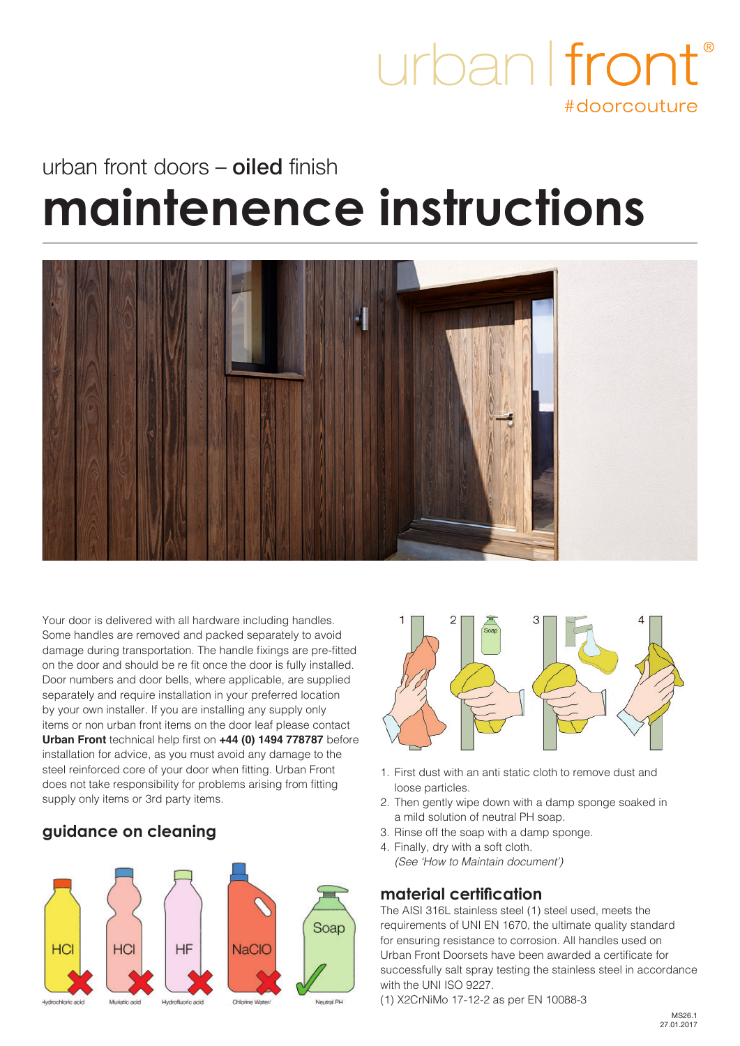urban | front®
#doorcouture

urban front doors – **oiled** finish

# maintenence instructions

Your door is delivered with all hardware including handles. Some handles are removed and packed separately to avoid damage during transportation. The handle fixings are pre-fitted on the door and should be re fit once the door is fully installed. Door numbers and door bells, where applicable, are supplied separately and require installation in your preferred location by your own installer. If you are installing any supply only items or non urban front items on the door leaf please contact **Urban Front** technical help first on **+44 (0) 1494 778787** before installation for advice, as you must avoid any damage to the steel reinforced core of your door when fitting. Urban Front does not take responsibility for problems arising from fitting supply only items or 3rd party items.

## guidance on cleaning

HCl – Hydrochloric acid ✗
HCl – Muriatic acid ✗
HF – Hydrofluoric acid ✗
NaClO – Chlorine Water/ ✗
Soap – Neutral PH ✓

1. First dust with an anti static cloth to remove dust and loose particles.
2. Then gently wipe down with a damp sponge soaked in a mild solution of neutral PH soap.
3. Rinse off the soap with a damp sponge.
4. Finally, dry with a soft cloth.
   *(See 'How to Maintain document')*

## material certification

The AISI 316L stainless steel (1) steel used, meets the requirements of UNI EN 1670, the ultimate quality standard for ensuring resistance to corrosion. All handles used on Urban Front Doorsets have been awarded a certificate for successfully salt spray testing the stainless steel in accordance with the UNI ISO 9227.

(1) X2CrNiMo 17-12-2 as per EN 10088-3

MS26.1
27.01.2017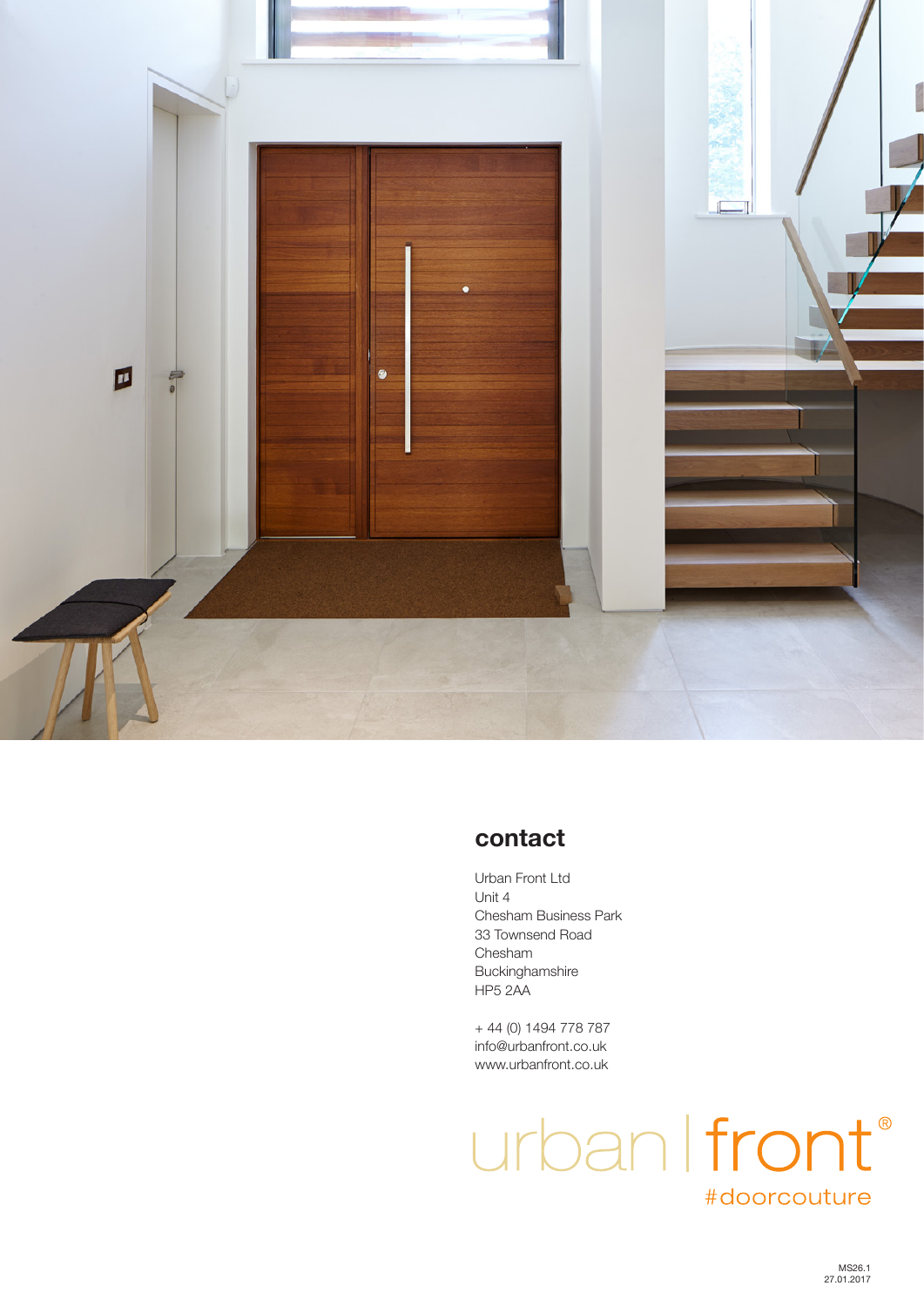## contact

Urban Front Ltd
Unit 4
Chesham Business Park
33 Townsend Road
Chesham
Buckinghamshire
HP5 2AA

+ 44 (0) 1494 778 787
info@urbanfront.co.uk
www.urbanfront.co.uk

urban | front®
#doorcouture

MS26.1
27.01.2017